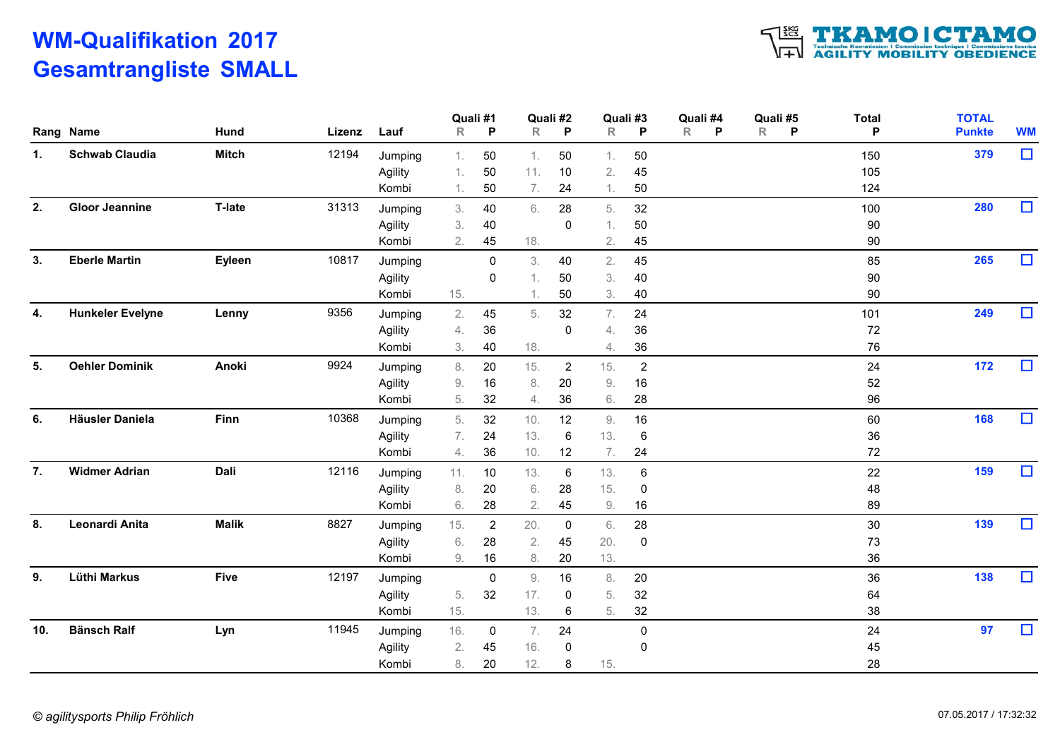# WM-Qualifikation 2017
# Gesamtrangliste SMALL

TKAMO | CTAMO – Technische Kommission | Commission technique | Commissione tecnica – AGILITY MOBILITY OBEDIENCE

| Rang | Name | Hund | Lizenz | Lauf | Quali #1 | | Quali #2 | | Quali #3 | | Quali #4 | | Quali #5 | | Total | TOTAL | WM |
|---|---|---|---|---|---|---|---|---|---|---|---|---|---|---|---|---|---|
| | | | | | R | P | R | P | R | P | R | P | R | P | P | Punkte | |
| 1. | Schwab Claudia | Mitch | 12194 | Jumping | 1. | 50 | 1. | 50 | 1. | 50 | | | | | 150 | 379 | ☐ |
| | | | | Agility | 1. | 50 | 11. | 10 | 2. | 45 | | | | | 105 | | |
| | | | | Kombi | 1. | 50 | 7. | 24 | 1. | 50 | | | | | 124 | | |
| 2. | Gloor Jeannine | T-late | 31313 | Jumping | 3. | 40 | 6. | 28 | 5. | 32 | | | | | 100 | 280 | ☐ |
| | | | | Agility | 3. | 40 | | 0 | 1. | 50 | | | | | 90 | | |
| | | | | Kombi | 2. | 45 | 18. | | 2. | 45 | | | | | 90 | | |
| 3. | Eberle Martin | Eyleen | 10817 | Jumping | | 0 | 3. | 40 | 2. | 45 | | | | | 85 | 265 | ☐ |
| | | | | Agility | | 0 | 1. | 50 | 3. | 40 | | | | | 90 | | |
| | | | | Kombi | 15. | | 1. | 50 | 3. | 40 | | | | | 90 | | |
| 4. | Hunkeler Evelyne | Lenny | 9356 | Jumping | 2. | 45 | 5. | 32 | 7. | 24 | | | | | 101 | 249 | ☐ |
| | | | | Agility | 4. | 36 | | 0 | 4. | 36 | | | | | 72 | | |
| | | | | Kombi | 3. | 40 | 18. | | 4. | 36 | | | | | 76 | | |
| 5. | Oehler Dominik | Anoki | 9924 | Jumping | 8. | 20 | 15. | 2 | 15. | 2 | | | | | 24 | 172 | ☐ |
| | | | | Agility | 9. | 16 | 8. | 20 | 9. | 16 | | | | | 52 | | |
| | | | | Kombi | 5. | 32 | 4. | 36 | 6. | 28 | | | | | 96 | | |
| 6. | Häusler Daniela | Finn | 10368 | Jumping | 5. | 32 | 10. | 12 | 9. | 16 | | | | | 60 | 168 | ☐ |
| | | | | Agility | 7. | 24 | 13. | 6 | 13. | 6 | | | | | 36 | | |
| | | | | Kombi | 4. | 36 | 10. | 12 | 7. | 24 | | | | | 72 | | |
| 7. | Widmer Adrian | Dali | 12116 | Jumping | 11. | 10 | 13. | 6 | 13. | 6 | | | | | 22 | 159 | ☐ |
| | | | | Agility | 8. | 20 | 6. | 28 | 15. | 0 | | | | | 48 | | |
| | | | | Kombi | 6. | 28 | 2. | 45 | 9. | 16 | | | | | 89 | | |
| 8. | Leonardi Anita | Malik | 8827 | Jumping | 15. | 2 | 20. | 0 | 6. | 28 | | | | | 30 | 139 | ☐ |
| | | | | Agility | 6. | 28 | 2. | 45 | 20. | 0 | | | | | 73 | | |
| | | | | Kombi | 9. | 16 | 8. | 20 | 13. | | | | | | 36 | | |
| 9. | Lüthi Markus | Five | 12197 | Jumping | | 0 | 9. | 16 | 8. | 20 | | | | | 36 | 138 | ☐ |
| | | | | Agility | 5. | 32 | 17. | 0 | 5. | 32 | | | | | 64 | | |
| | | | | Kombi | 15. | | 13. | 6 | 5. | 32 | | | | | 38 | | |
| 10. | Bänsch Ralf | Lyn | 11945 | Jumping | 16. | 0 | 7. | 24 | | 0 | | | | | 24 | 97 | ☐ |
| | | | | Agility | 2. | 45 | 16. | 0 | | 0 | | | | | 45 | | |
| | | | | Kombi | 8. | 20 | 12. | 8 | 15. | | | | | | 28 | | |

*© agilitysports Philip Fröhlich*

07.05.2017 / 17:32:32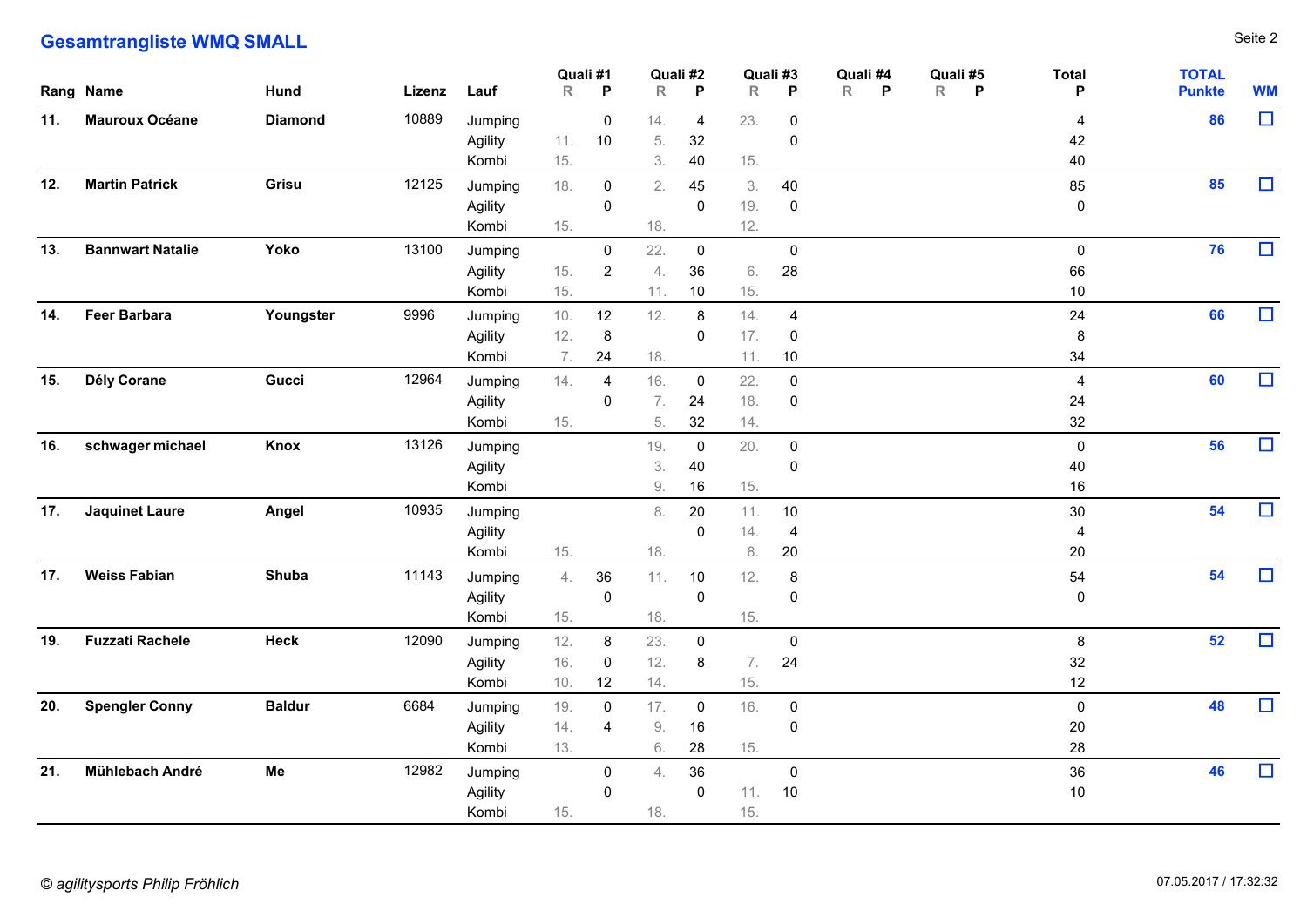## Gesamtrangliste WMQ SMALL

| Rang | Name | Hund | Lizenz | Lauf | Quali #1 R | Quali #1 P | Quali #2 R | Quali #2 P | Quali #3 R | Quali #3 P | Quali #4 R | Quali #4 P | Quali #5 R | Quali #5 P | Total P | TOTAL Punkte | WM |
|---|---|---|---|---|---|---|---|---|---|---|---|---|---|---|---|---|---|
| **11.** | **Mauroux Océane** | **Diamond** | 10889 | Jumping | | 0 | 14. | 4 | 23. | 0 | | | | | 4 | **86** | ☐ |
| | | | | Agility | 11. | 10 | 5. | 32 | | 0 | | | | | 42 | | |
| | | | | Kombi | 15. | | 3. | 40 | 15. | | | | | | 40 | | |
| **12.** | **Martin Patrick** | **Grisu** | 12125 | Jumping | 18. | 0 | 2. | 45 | 3. | 40 | | | | | 85 | **85** | ☐ |
| | | | | Agility | | 0 | | 0 | 19. | 0 | | | | | 0 | | |
| | | | | Kombi | 15. | | 18. | | 12. | | | | | | | | |
| **13.** | **Bannwart Natalie** | **Yoko** | 13100 | Jumping | | 0 | 22. | 0 | | 0 | | | | | 0 | **76** | ☐ |
| | | | | Agility | 15. | 2 | 4. | 36 | 6. | 28 | | | | | 66 | | |
| | | | | Kombi | 15. | | 11. | 10 | 15. | | | | | | 10 | | |
| **14.** | **Feer Barbara** | **Youngster** | 9996 | Jumping | 10. | 12 | 12. | 8 | 14. | 4 | | | | | 24 | **66** | ☐ |
| | | | | Agility | 12. | 8 | | 0 | 17. | 0 | | | | | 8 | | |
| | | | | Kombi | 7. | 24 | 18. | | 11. | 10 | | | | | 34 | | |
| **15.** | **Dély Corane** | **Gucci** | 12964 | Jumping | 14. | 4 | 16. | 0 | 22. | 0 | | | | | 4 | **60** | ☐ |
| | | | | Agility | | 0 | 7. | 24 | 18. | 0 | | | | | 24 | | |
| | | | | Kombi | 15. | | 5. | 32 | 14. | | | | | | 32 | | |
| **16.** | **schwager michael** | **Knox** | 13126 | Jumping | | | 19. | 0 | 20. | 0 | | | | | 0 | **56** | ☐ |
| | | | | Agility | | | 3. | 40 | | 0 | | | | | 40 | | |
| | | | | Kombi | | | 9. | 16 | 15. | | | | | | 16 | | |
| **17.** | **Jaquinet Laure** | **Angel** | 10935 | Jumping | | | 8. | 20 | 11. | 10 | | | | | 30 | **54** | ☐ |
| | | | | Agility | | | | 0 | 14. | 4 | | | | | 4 | | |
| | | | | Kombi | 15. | | 18. | | 8. | 20 | | | | | 20 | | |
| **17.** | **Weiss Fabian** | **Shuba** | 11143 | Jumping | 4. | 36 | 11. | 10 | 12. | 8 | | | | | 54 | **54** | ☐ |
| | | | | Agility | | 0 | | 0 | | 0 | | | | | 0 | | |
| | | | | Kombi | 15. | | 18. | | 15. | | | | | | | | |
| **19.** | **Fuzzati Rachele** | **Heck** | 12090 | Jumping | 12. | 8 | 23. | 0 | | 0 | | | | | 8 | **52** | ☐ |
| | | | | Agility | 16. | 0 | 12. | 8 | 7. | 24 | | | | | 32 | | |
| | | | | Kombi | 10. | 12 | 14. | | 15. | | | | | | 12 | | |
| **20.** | **Spengler Conny** | **Baldur** | 6684 | Jumping | 19. | 0 | 17. | 0 | 16. | 0 | | | | | 0 | **48** | ☐ |
| | | | | Agility | 14. | 4 | 9. | 16 | | 0 | | | | | 20 | | |
| | | | | Kombi | 13. | | 6. | 28 | 15. | | | | | | 28 | | |
| **21.** | **Mühlebach André** | **Me** | 12982 | Jumping | | 0 | 4. | 36 | | 0 | | | | | 36 | **46** | ☐ |
| | | | | Agility | | 0 | | 0 | 11. | 10 | | | | | 10 | | |
| | | | | Kombi | 15. | | 18. | | 15. | | | | | | | | |

*© agilitysports Philip Fröhlich*

07.05.2017 / 17:32:32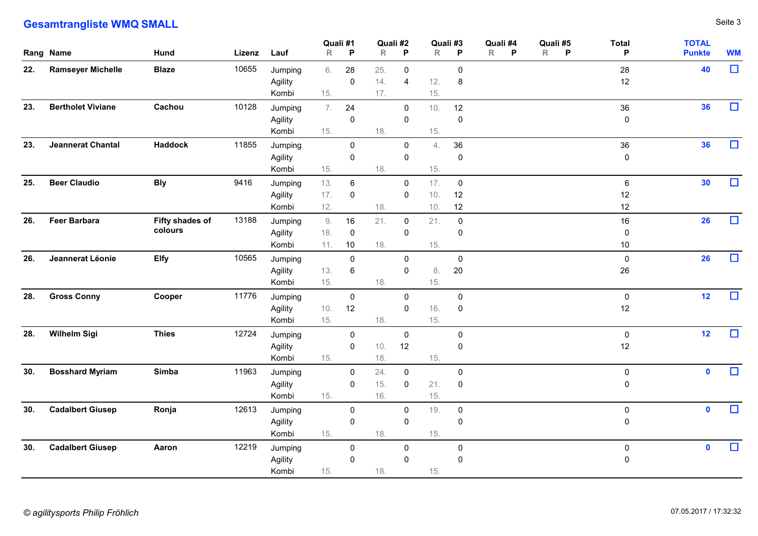## Gesamtrangliste WMQ SMALL

| Rang | Name | Hund | Lizenz | Lauf | Quali #1 R | Quali #1 P | Quali #2 R | Quali #2 P | Quali #3 R | Quali #3 P | Quali #4 R | Quali #4 P | Quali #5 R | Quali #5 P | Total P | TOTAL Punkte | WM |
|---|---|---|---|---|---|---|---|---|---|---|---|---|---|---|---|---|---|
| 22. | Ramseyer Michelle | Blaze | 10655 | Jumping | 6. | 28 | 25. | 0 | | 0 | | | | | 28 | 40 | ☐ |
| | | | | Agility | | 0 | 14. | 4 | 12. | 8 | | | | | 12 | | |
| | | | | Kombi | 15. | | 17. | | 15. | | | | | | | | |
| 23. | Bertholet Viviane | Cachou | 10128 | Jumping | 7. | 24 | | 0 | 10. | 12 | | | | | 36 | 36 | ☐ |
| | | | | Agility | | 0 | | 0 | | 0 | | | | | 0 | | |
| | | | | Kombi | 15. | | 18. | | 15. | | | | | | | | |
| 23. | Jeannerat Chantal | Haddock | 11855 | Jumping | | 0 | | 0 | 4. | 36 | | | | | 36 | 36 | ☐ |
| | | | | Agility | | 0 | | 0 | | 0 | | | | | 0 | | |
| | | | | Kombi | 15. | | 18. | | 15. | | | | | | | | |
| 25. | Beer Claudio | Bly | 9416 | Jumping | 13. | 6 | | 0 | 17. | 0 | | | | | 6 | 30 | ☐ |
| | | | | Agility | 17. | 0 | | 0 | 10. | 12 | | | | | 12 | | |
| | | | | Kombi | 12. | | 18. | | 10. | 12 | | | | | 12 | | |
| 26. | Feer Barbara | Fifty shades of colours | 13188 | Jumping | 9. | 16 | 21. | 0 | 21. | 0 | | | | | 16 | 26 | ☐ |
| | | | | Agility | 18. | 0 | | 0 | | 0 | | | | | 0 | | |
| | | | | Kombi | 11. | 10 | 18. | | 15. | | | | | | 10 | | |
| 26. | Jeannerat Léonie | Elfy | 10565 | Jumping | | 0 | | 0 | | 0 | | | | | 0 | 26 | ☐ |
| | | | | Agility | 13. | 6 | | 0 | 8. | 20 | | | | | 26 | | |
| | | | | Kombi | 15. | | 18. | | 15. | | | | | | | | |
| 28. | Gross Conny | Cooper | 11776 | Jumping | | 0 | | 0 | | 0 | | | | | 0 | 12 | ☐ |
| | | | | Agility | 10. | 12 | | 0 | 16. | 0 | | | | | 12 | | |
| | | | | Kombi | 15. | | 18. | | 15. | | | | | | | | |
| 28. | Wilhelm Sigi | Thies | 12724 | Jumping | | 0 | | 0 | | 0 | | | | | 0 | 12 | ☐ |
| | | | | Agility | | 0 | 10. | 12 | | 0 | | | | | 12 | | |
| | | | | Kombi | 15. | | 18. | | 15. | | | | | | | | |
| 30. | Bosshard Myriam | Simba | 11963 | Jumping | | 0 | 24. | 0 | | 0 | | | | | 0 | 0 | ☐ |
| | | | | Agility | | 0 | 15. | 0 | 21. | 0 | | | | | 0 | | |
| | | | | Kombi | 15. | | 16. | | 15. | | | | | | | | |
| 30. | Cadalbert Giusep | Ronja | 12613 | Jumping | | 0 | | 0 | 19. | 0 | | | | | 0 | 0 | ☐ |
| | | | | Agility | | 0 | | 0 | | 0 | | | | | 0 | | |
| | | | | Kombi | 15. | | 18. | | 15. | | | | | | | | |
| 30. | Cadalbert Giusep | Aaron | 12219 | Jumping | | 0 | | 0 | | 0 | | | | | 0 | 0 | ☐ |
| | | | | Agility | | 0 | | 0 | | 0 | | | | | 0 | | |
| | | | | Kombi | 15. | | 18. | | 15. | | | | | | | | |

*© agilitysports Philip Fröhlich* 07.05.2017 / 17:32:32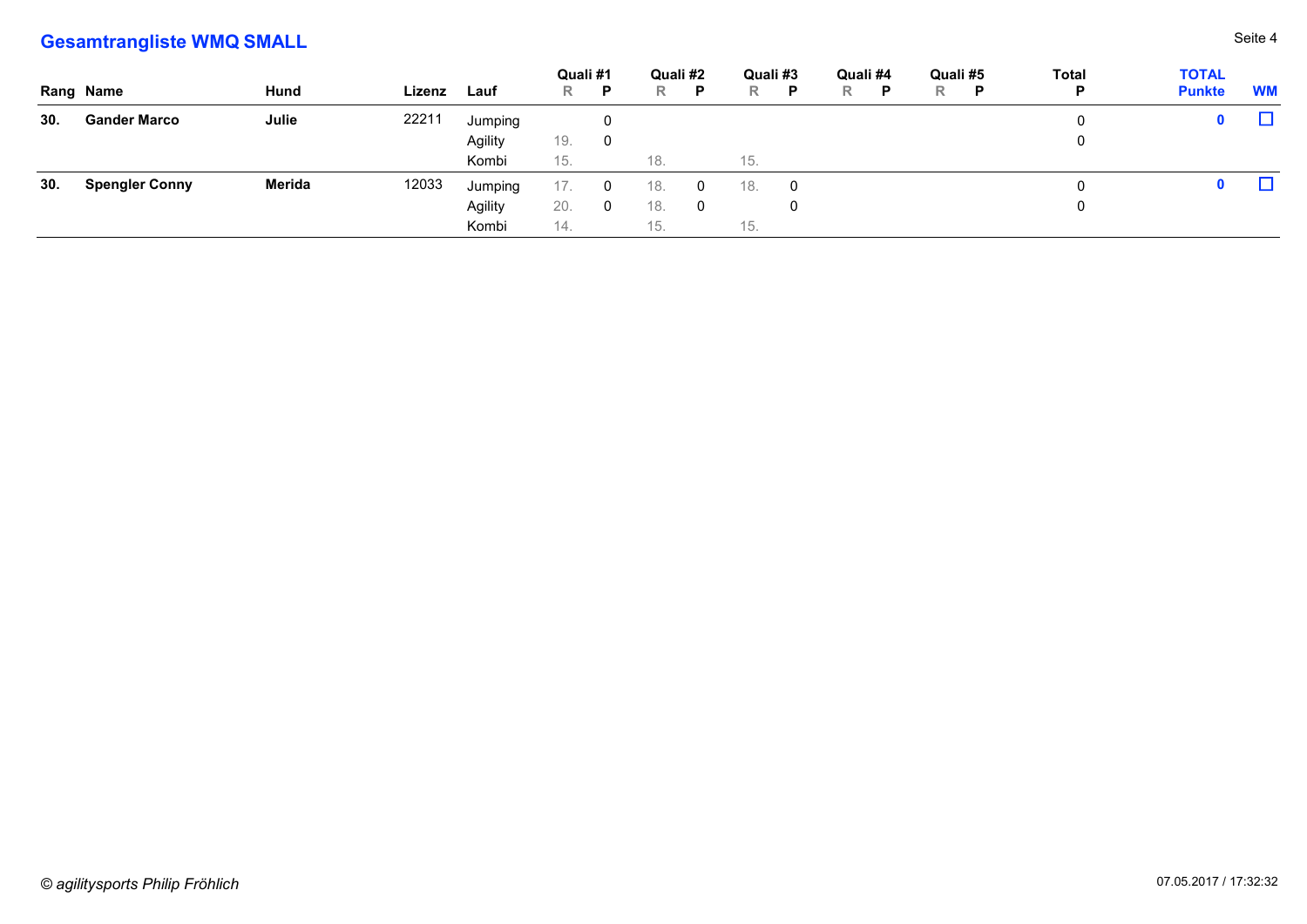## Gesamtrangliste WMQ SMALL

| Rang | Name | Hund | Lizenz | Lauf | Quali #1 | | Quali #2 | | Quali #3 | | Quali #4 | | Quali #5 | | Total | TOTAL | WM |
|---|---|---|---|---|---|---|---|---|---|---|---|---|---|---|---|---|---|
| | | | | | R | P | R | P | R | P | R | P | R | P | P | Punkte | |
| 30. | **Gander Marco** | **Julie** | 22211 | Jumping | | 0 | | | | | | | | | 0 | **0** | ☐ |
| | | | | Agility | 19. | 0 | | | | | | | | | 0 | | |
| | | | | Kombi | 15. | | 18. | | 15. | | | | | | | | |
| 30. | **Spengler Conny** | **Merida** | 12033 | Jumping | 17. | 0 | 18. | 0 | 18. | 0 | | | | | 0 | **0** | ☐ |
| | | | | Agility | 20. | 0 | 18. | 0 | | 0 | | | | | 0 | | |
| | | | | Kombi | 14. | | 15. | | 15. | | | | | | | | |

*© agilitysports Philip Fröhlich*

07.05.2017 / 17:32:32